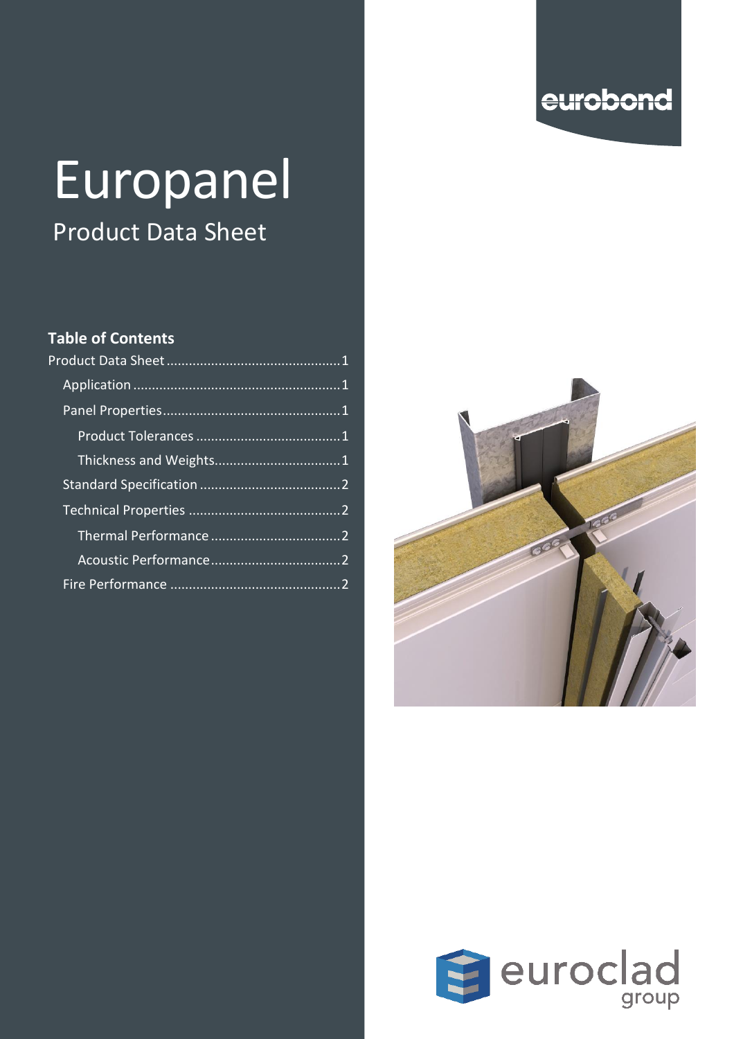# Europanel

## Product Data Sheet

### Table of Contents

- Product Data Sheet ............................................. 1
  - Application ...................................................... 1
  - Panel Properties ............................................... 1
    - Product Tolerances ...................................... 1
    - Thickness and Weights................................. 1
  - Standard Specification ..................................... 2
  - Technical Properties ........................................ 2
    - Thermal Performance .................................. 2
    - Acoustic Performance.................................. 2
  - Fire Performance ............................................. 2

eurobond

euroclad group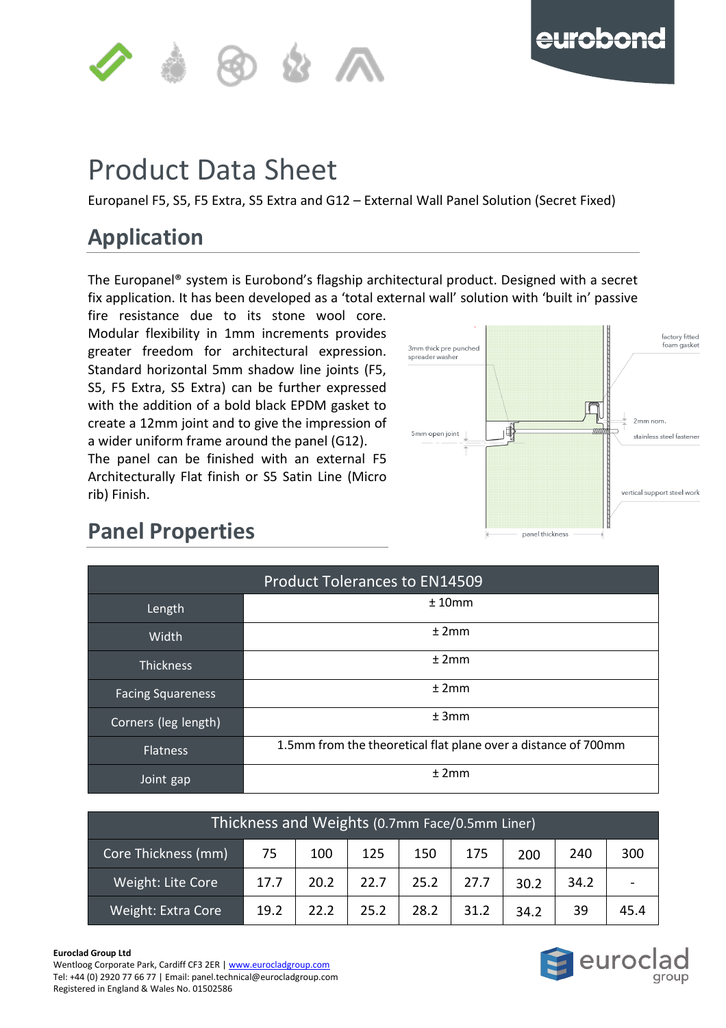# Product Data Sheet

Europanel F5, S5, F5 Extra, S5 Extra and G12 – External Wall Panel Solution (Secret Fixed)

## Application

The Europanel® system is Eurobond's flagship architectural product. Designed with a secret fix application. It has been developed as a 'total external wall' solution with 'built in' passive fire resistance due to its stone wool core. Modular flexibility in 1mm increments provides greater freedom for architectural expression. Standard horizontal 5mm shadow line joints (F5, S5, F5 Extra, S5 Extra) can be further expressed with the addition of a bold black EPDM gasket to create a 12mm joint and to give the impression of a wider uniform frame around the panel (G12). The panel can be finished with an external F5 Architecturally Flat finish or S5 Satin Line (Micro rib) Finish.

## Panel Properties

| Product Tolerances to EN14509 | |
|---|---|
| Length | ± 10mm |
| Width | ± 2mm |
| Thickness | ± 2mm |
| Facing Squareness | ± 2mm |
| Corners (leg length) | ± 3mm |
| Flatness | 1.5mm from the theoretical flat plane over a distance of 700mm |
| Joint gap | ± 2mm |

| Thickness and Weights (0.7mm Face/0.5mm Liner) | | | | | | | | |
|---|---|---|---|---|---|---|---|---|
| Core Thickness (mm) | 75 | 100 | 125 | 150 | 175 | 200 | 240 | 300 |
| Weight: Lite Core | 17.7 | 20.2 | 22.7 | 25.2 | 27.7 | 30.2 | 34.2 | - |
| Weight: Extra Core | 19.2 | 22.2 | 25.2 | 28.2 | 31.2 | 34.2 | 39 | 45.4 |

**Euroclad Group Ltd**
Wentloog Corporate Park, Cardiff CF3 2ER | www.eurocladgroup.com
Tel: +44 (0) 2920 77 66 77 | Email: panel.technical@eurocladgroup.com
Registered in England & Wales No. 01502586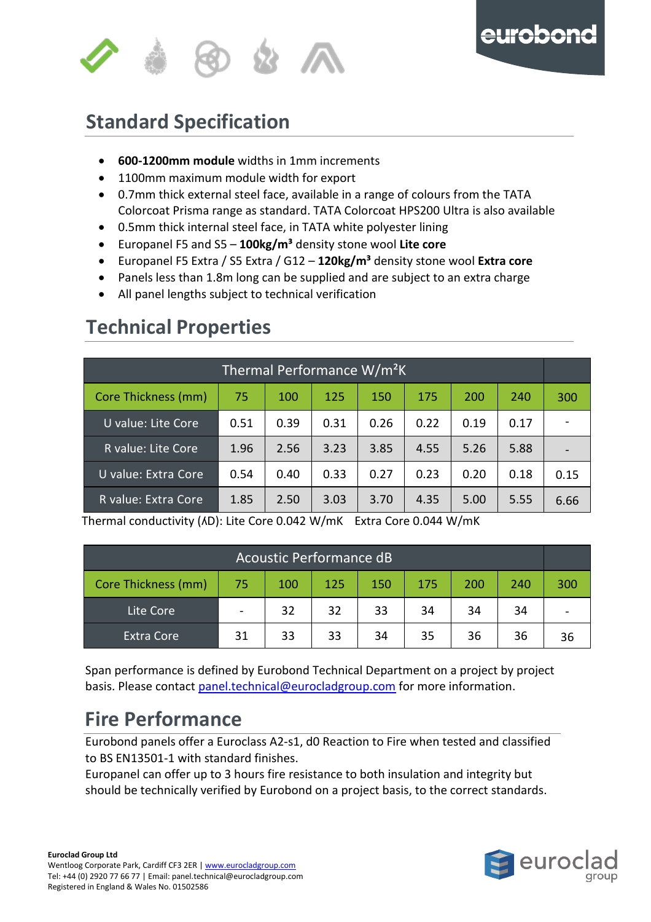## Standard Specification

- **600-1200mm module** widths in 1mm increments
- 1100mm maximum module width for export
- 0.7mm thick external steel face, available in a range of colours from the TATA Colorcoat Prisma range as standard. TATA Colorcoat HPS200 Ultra is also available
- 0.5mm thick internal steel face, in TATA white polyester lining
- Europanel F5 and S5 – **100kg/m³** density stone wool **Lite core**
- Europanel F5 Extra / S5 Extra / G12 – **120kg/m³** density stone wool **Extra core**
- Panels less than 1.8m long can be supplied and are subject to an extra charge
- All panel lengths subject to technical verification

## Technical Properties

| Thermal Performance W/m²K | | | | | | | | |
|---|---|---|---|---|---|---|---|---|
| Core Thickness (mm) | 75 | 100 | 125 | 150 | 175 | 200 | 240 | 300 |
| U value: Lite Core | 0.51 | 0.39 | 0.31 | 0.26 | 0.22 | 0.19 | 0.17 | - |
| R value: Lite Core | 1.96 | 2.56 | 3.23 | 3.85 | 4.55 | 5.26 | 5.88 | - |
| U value: Extra Core | 0.54 | 0.40 | 0.33 | 0.27 | 0.23 | 0.20 | 0.18 | 0.15 |
| R value: Extra Core | 1.85 | 2.50 | 3.03 | 3.70 | 4.35 | 5.00 | 5.55 | 6.66 |

Thermal conductivity (ΛD): Lite Core 0.042 W/mK Extra Core 0.044 W/mK

| Acoustic Performance dB | | | | | | | | |
|---|---|---|---|---|---|---|---|---|
| Core Thickness (mm) | 75 | 100 | 125 | 150 | 175 | 200 | 240 | 300 |
| Lite Core | - | 32 | 32 | 33 | 34 | 34 | 34 | - |
| Extra Core | 31 | 33 | 33 | 34 | 35 | 36 | 36 | 36 |

Span performance is defined by Eurobond Technical Department on a project by project basis. Please contact panel.technical@eurocladgroup.com for more information.

## Fire Performance

Eurobond panels offer a Euroclass A2-s1, d0 Reaction to Fire when tested and classified to BS EN13501-1 with standard finishes.
Europanel can offer up to 3 hours fire resistance to both insulation and integrity but should be technically verified by Eurobond on a project basis, to the correct standards.

**Euroclad Group Ltd**
Wentloog Corporate Park, Cardiff CF3 2ER | www.eurocladgroup.com
Tel: +44 (0) 2920 77 66 77 | Email: panel.technical@eurocladgroup.com
Registered in England & Wales No. 01502586